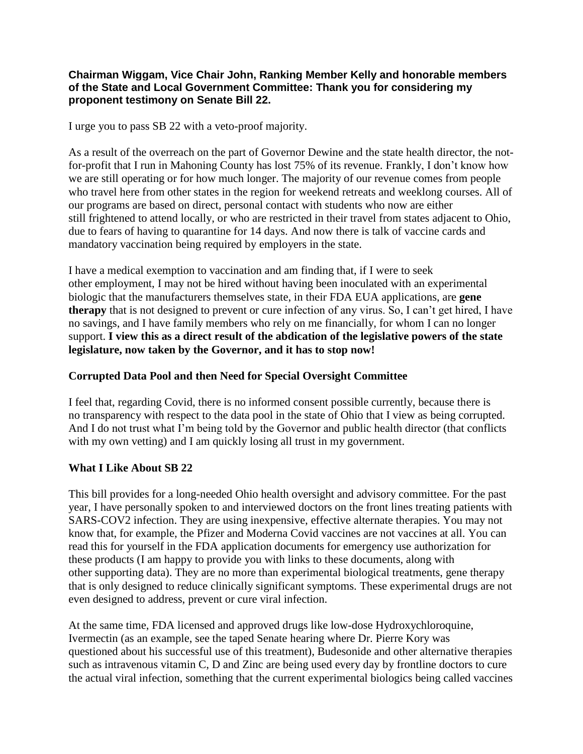**Chairman Wiggam, Vice Chair John, Ranking Member Kelly and honorable members of the State and Local Government Committee: Thank you for considering my proponent testimony on Senate Bill 22.**

I urge you to pass SB 22 with a veto-proof majority.

As a result of the overreach on the part of Governor Dewine and the state health director, the not-for-profit that I run in Mahoning County has lost 75% of its revenue. Frankly, I don't know how we are still operating or for how much longer. The majority of our revenue comes from people who travel here from other states in the region for weekend retreats and weeklong courses. All of our programs are based on direct, personal contact with students who now are either still frightened to attend locally, or who are restricted in their travel from states adjacent to Ohio, due to fears of having to quarantine for 14 days. And now there is talk of vaccine cards and mandatory vaccination being required by employers in the state.

I have a medical exemption to vaccination and am finding that, if I were to seek other employment, I may not be hired without having been inoculated with an experimental biologic that the manufacturers themselves state, in their FDA EUA applications, are **gene therapy** that is not designed to prevent or cure infection of any virus. So, I can't get hired, I have no savings, and I have family members who rely on me financially, for whom I can no longer support. **I view this as a direct result of the abdication of the legislative powers of the state legislature, now taken by the Governor, and it has to stop now!**

**Corrupted Data Pool and then Need for Special Oversight Committee**

I feel that, regarding Covid, there is no informed consent possible currently, because there is no transparency with respect to the data pool in the state of Ohio that I view as being corrupted. And I do not trust what I'm being told by the Governor and public health director (that conflicts with my own vetting) and I am quickly losing all trust in my government.

**What I Like About SB 22**

This bill provides for a long-needed Ohio health oversight and advisory committee. For the past year, I have personally spoken to and interviewed doctors on the front lines treating patients with SARS-COV2 infection. They are using inexpensive, effective alternate therapies. You may not know that, for example, the Pfizer and Moderna Covid vaccines are not vaccines at all. You can read this for yourself in the FDA application documents for emergency use authorization for these products (I am happy to provide you with links to these documents, along with other supporting data). They are no more than experimental biological treatments, gene therapy that is only designed to reduce clinically significant symptoms. These experimental drugs are not even designed to address, prevent or cure viral infection.

At the same time, FDA licensed and approved drugs like low-dose Hydroxychloroquine, Ivermectin (as an example, see the taped Senate hearing where Dr. Pierre Kory was questioned about his successful use of this treatment), Budesonide and other alternative therapies such as intravenous vitamin C, D and Zinc are being used every day by frontline doctors to cure the actual viral infection, something that the current experimental biologics being called vaccines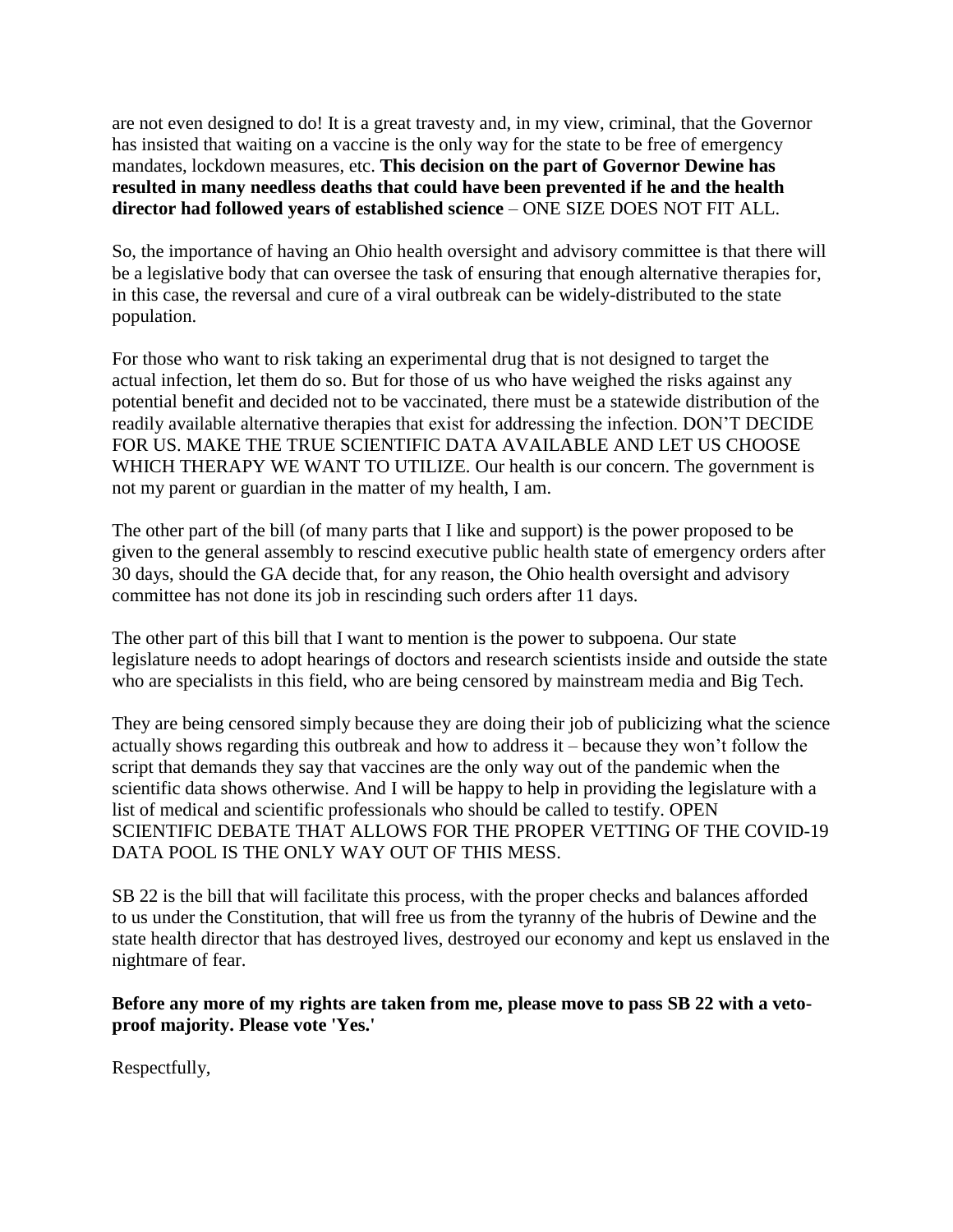are not even designed to do! It is a great travesty and, in my view, criminal, that the Governor has insisted that waiting on a vaccine is the only way for the state to be free of emergency mandates, lockdown measures, etc. **This decision on the part of Governor Dewine has resulted in many needless deaths that could have been prevented if he and the health director had followed years of established science** – ONE SIZE DOES NOT FIT ALL.

So, the importance of having an Ohio health oversight and advisory committee is that there will be a legislative body that can oversee the task of ensuring that enough alternative therapies for, in this case, the reversal and cure of a viral outbreak can be widely-distributed to the state population.

For those who want to risk taking an experimental drug that is not designed to target the actual infection, let them do so. But for those of us who have weighed the risks against any potential benefit and decided not to be vaccinated, there must be a statewide distribution of the readily available alternative therapies that exist for addressing the infection. DON'T DECIDE FOR US. MAKE THE TRUE SCIENTIFIC DATA AVAILABLE AND LET US CHOOSE WHICH THERAPY WE WANT TO UTILIZE. Our health is our concern. The government is not my parent or guardian in the matter of my health, I am.

The other part of the bill (of many parts that I like and support) is the power proposed to be given to the general assembly to rescind executive public health state of emergency orders after 30 days, should the GA decide that, for any reason, the Ohio health oversight and advisory committee has not done its job in rescinding such orders after 11 days.

The other part of this bill that I want to mention is the power to subpoena. Our state legislature needs to adopt hearings of doctors and research scientists inside and outside the state who are specialists in this field, who are being censored by mainstream media and Big Tech.

They are being censored simply because they are doing their job of publicizing what the science actually shows regarding this outbreak and how to address it – because they won't follow the script that demands they say that vaccines are the only way out of the pandemic when the scientific data shows otherwise. And I will be happy to help in providing the legislature with a list of medical and scientific professionals who should be called to testify. OPEN SCIENTIFIC DEBATE THAT ALLOWS FOR THE PROPER VETTING OF THE COVID-19 DATA POOL IS THE ONLY WAY OUT OF THIS MESS.

SB 22 is the bill that will facilitate this process, with the proper checks and balances afforded to us under the Constitution, that will free us from the tyranny of the hubris of Dewine and the state health director that has destroyed lives, destroyed our economy and kept us enslaved in the nightmare of fear.

**Before any more of my rights are taken from me, please move to pass SB 22 with a veto-proof majority. Please vote 'Yes.'**

Respectfully,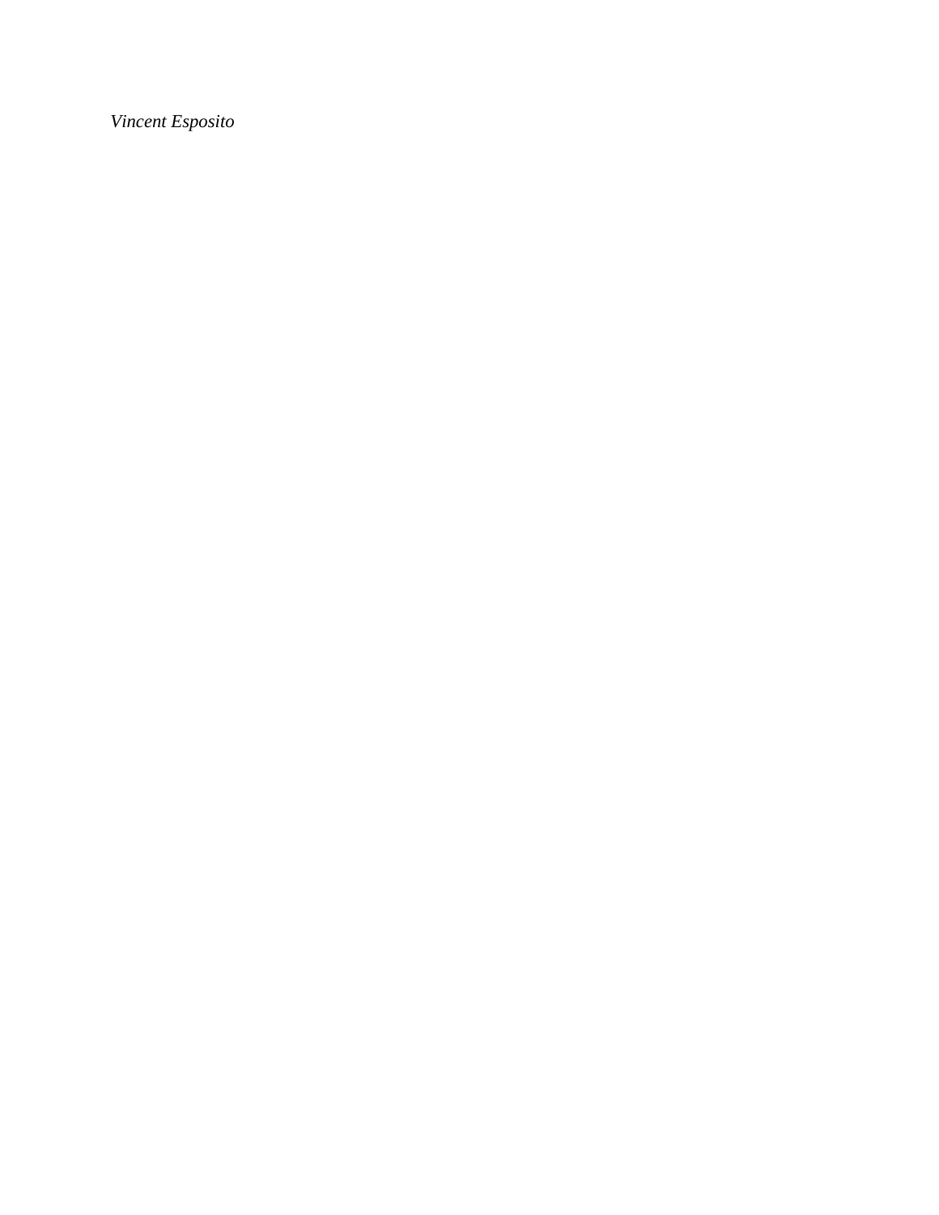*Vincent Esposito*